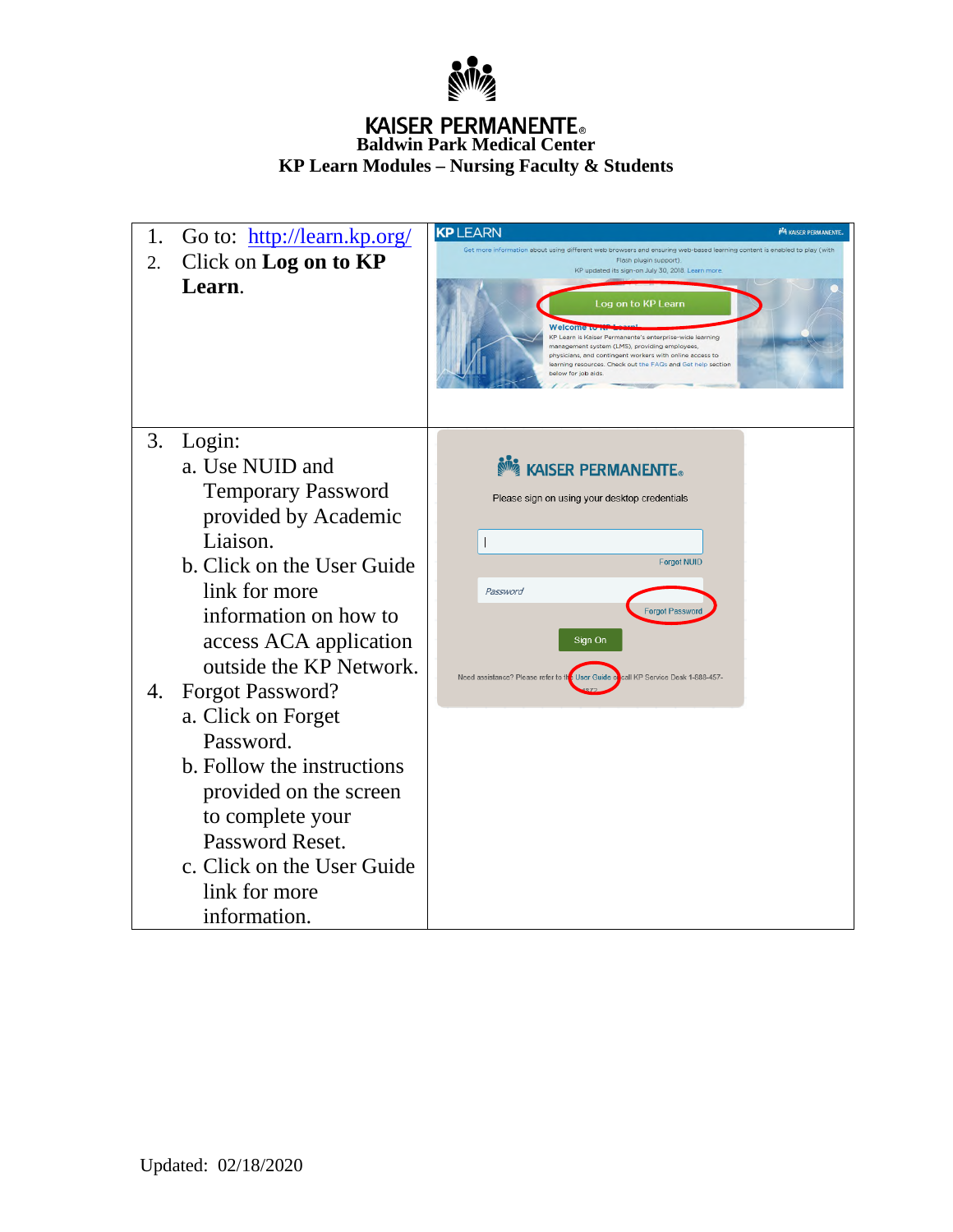# KAISER PERMANENTE®

## Baldwin Park Medical Center

## KP Learn Modules – Nursing Faculty & Students

| | |
|---|---|
| 1. Go to: http://learn.kp.org/<br>2. Click on **Log on to KP Learn**. | |
| 3. Login:<br>a. Use NUID and Temporary Password provided by Academic Liaison.<br>b. Click on the User Guide link for more information on how to access ACA application outside the KP Network.<br>4. Forgot Password?<br>a. Click on Forget Password.<br>b. Follow the instructions provided on the screen to complete your Password Reset.<br>c. Click on the User Guide link for more information. | |

Updated: 02/18/2020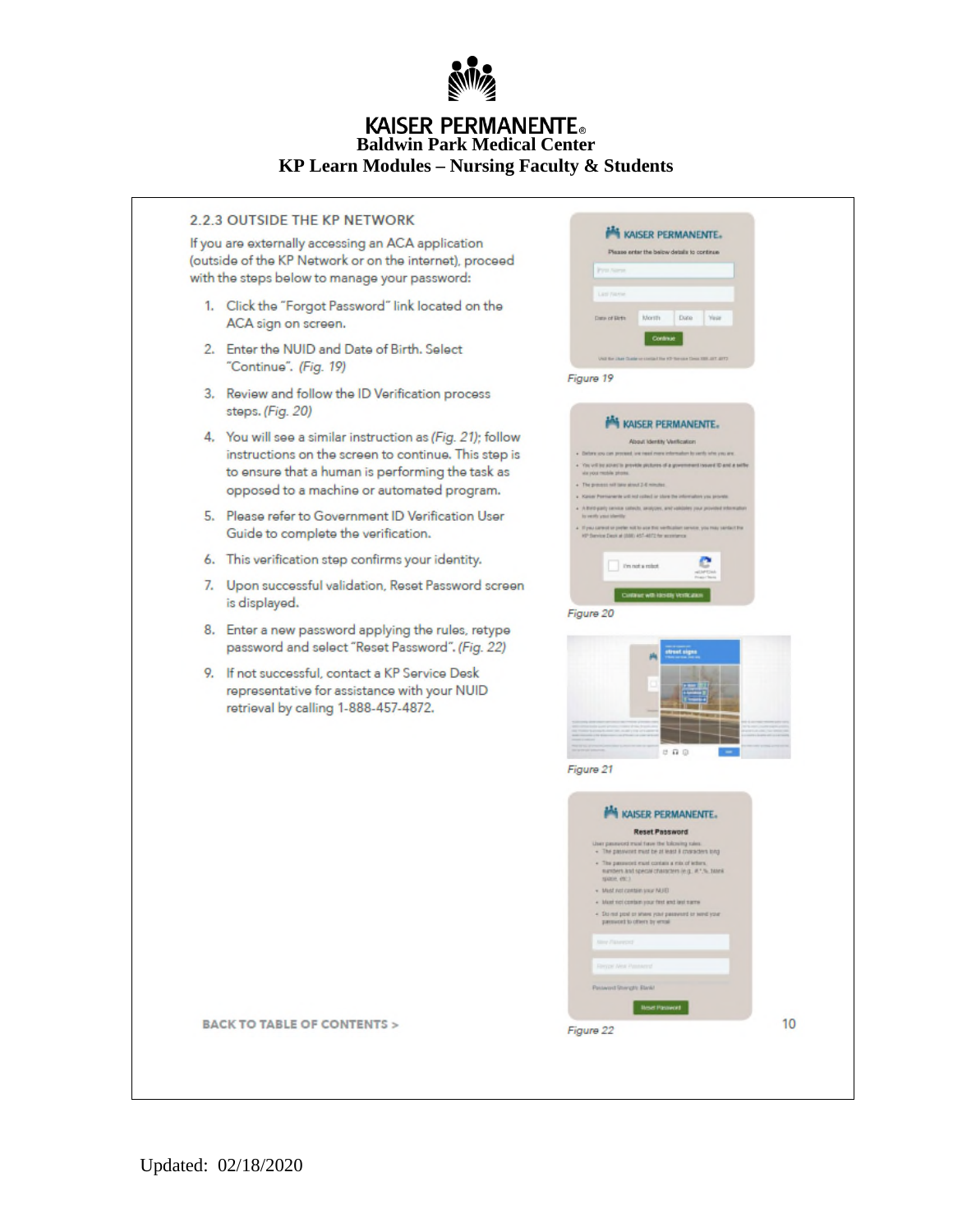# KAISER PERMANENTE®

**Baldwin Park Medical Center**

**KP Learn Modules – Nursing Faculty & Students**

## 2.2.3 OUTSIDE THE KP NETWORK

If you are externally accessing an ACA application (outside of the KP Network or on the internet), proceed with the steps below to manage your password:

1. Click the "Forgot Password" link located on the ACA sign on screen.
2. Enter the NUID and Date of Birth. Select "Continue". *(Fig. 19)*
3. Review and follow the ID Verification process steps. *(Fig. 20)*
4. You will see a similar instruction as *(Fig. 21)*; follow instructions on the screen to continue. This step is to ensure that a human is performing the task as opposed to a machine or automated program.
5. Please refer to Government ID Verification User Guide to complete the verification.
6. This verification step confirms your identity.
7. Upon successful validation, Reset Password screen is displayed.
8. Enter a new password applying the rules, retype password and select "Reset Password". *(Fig. 22)*
9. If not successful, contact a KP Service Desk representative for assistance with your NUID retrieval by calling 1-888-457-4872.

*Figure 19*

*Figure 20*

*Figure 21*

*Figure 22*

BACK TO TABLE OF CONTENTS >

Updated: 02/18/2020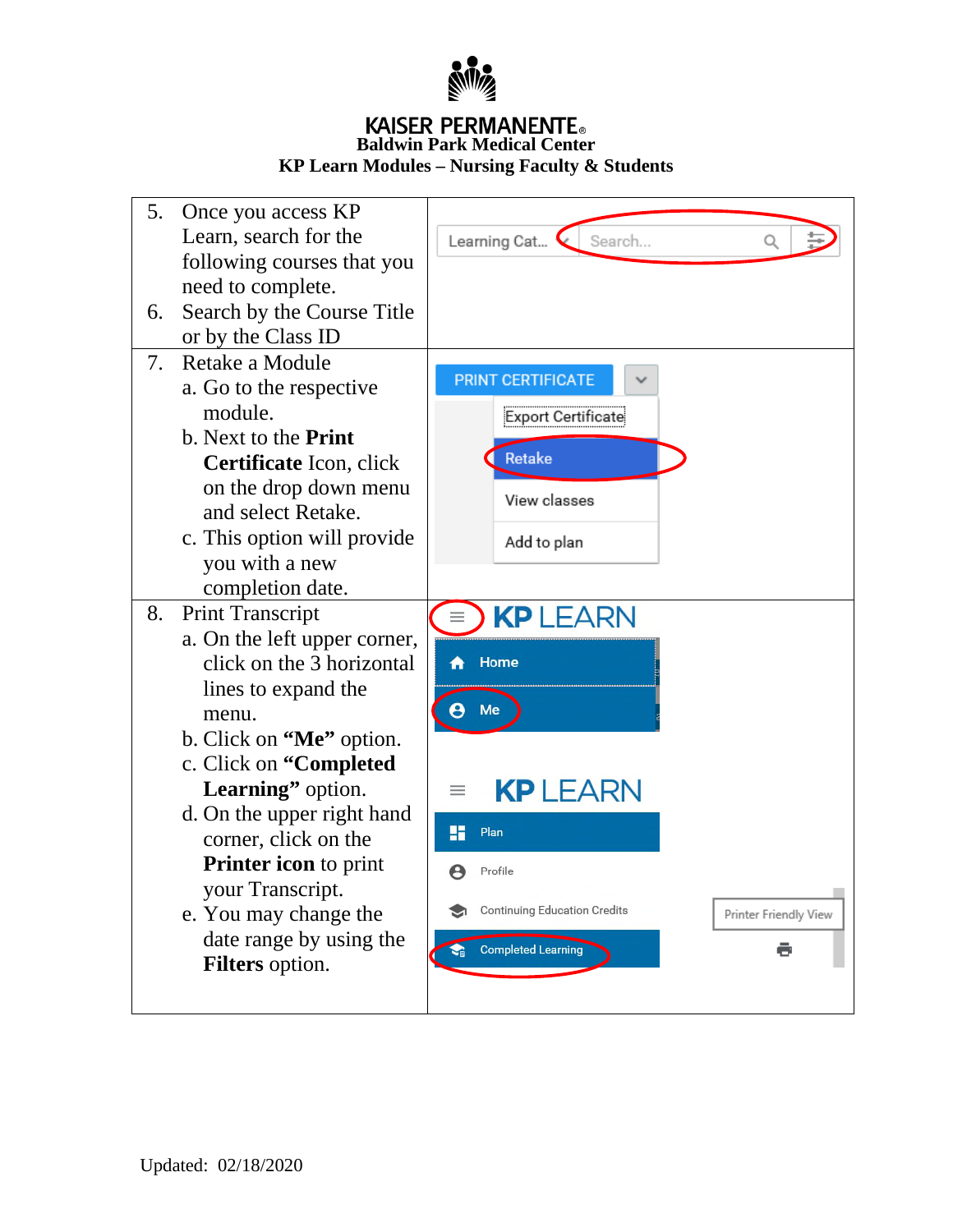**KAISER PERMANENTE®**
**Baldwin Park Medical Center**
**KP Learn Modules – Nursing Faculty & Students**

| | |
|---|---|
| 5. Once you access KP Learn, search for the following courses that you need to complete.<br>6. Search by the Course Title or by the Class ID | Learning Cat... Search... |
| 7. Retake a Module<br>a. Go to the respective module.<br>b. Next to the **Print Certificate** Icon, click on the drop down menu and select Retake.<br>c. This option will provide you with a new completion date. | PRINT CERTIFICATE<br>Export Certificate<br>Retake<br>View classes<br>Add to plan |
| 8. Print Transcript<br>a. On the left upper corner, click on the 3 horizontal lines to expand the menu.<br>b. Click on **"Me"** option.<br>c. Click on **"Completed Learning"** option.<br>d. On the upper right hand corner, click on the **Printer icon** to print your Transcript.<br>e. You may change the date range by using the **Filters** option. | KP LEARN<br>Home<br>Me<br>KP LEARN<br>Plan<br>Profile<br>Continuing Education Credits<br>Completed Learning<br>Printer Friendly View |

Updated: 02/18/2020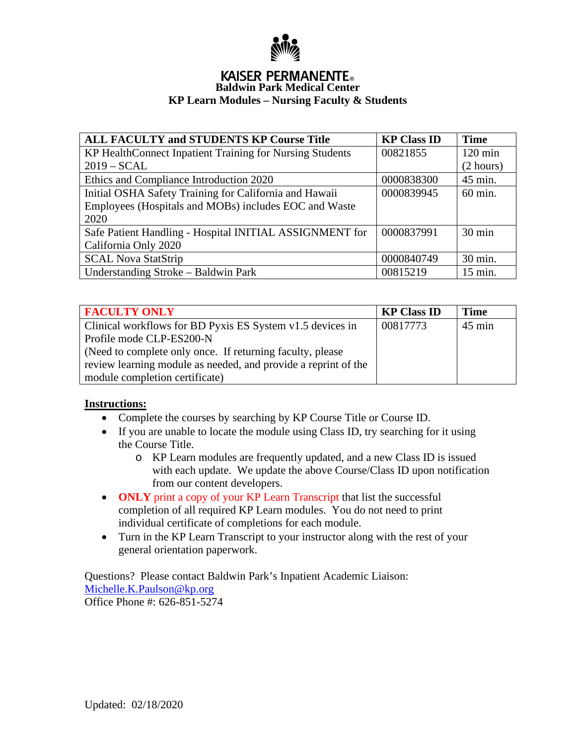KAISER PERMANENTE®

**Baldwin Park Medical Center**

**KP Learn Modules – Nursing Faculty & Students**

| ALL FACULTY and STUDENTS KP Course Title | KP Class ID | Time |
|---|---|---|
| KP HealthConnect Inpatient Training for Nursing Students 2019 – SCAL | 00821855 | 120 min (2 hours) |
| Ethics and Compliance Introduction 2020 | 0000838300 | 45 min. |
| Initial OSHA Safety Training for California and Hawaii Employees (Hospitals and MOBs) includes EOC and Waste 2020 | 0000839945 | 60 min. |
| Safe Patient Handling - Hospital INITIAL ASSIGNMENT for California Only 2020 | 0000837991 | 30 min |
| SCAL Nova StatStrip | 0000840749 | 30 min. |
| Understanding Stroke – Baldwin Park | 00815219 | 15 min. |

| FACULTY ONLY | KP Class ID | Time |
|---|---|---|
| Clinical workflows for BD Pyxis ES System v1.5 devices in Profile mode CLP-ES200-N (Need to complete only once. If returning faculty, please review learning module as needed, and provide a reprint of the module completion certificate) | 00817773 | 45 min |

**Instructions:**

- Complete the courses by searching by KP Course Title or Course ID.
- If you are unable to locate the module using Class ID, try searching for it using the Course Title.
  - KP Learn modules are frequently updated, and a new Class ID is issued with each update. We update the above Course/Class ID upon notification from our content developers.
- **ONLY** print a copy of your KP Learn Transcript that list the successful completion of all required KP Learn modules. You do not need to print individual certificate of completions for each module.
- Turn in the KP Learn Transcript to your instructor along with the rest of your general orientation paperwork.

Questions? Please contact Baldwin Park's Inpatient Academic Liaison:
Michelle.K.Paulson@kp.org
Office Phone #: 626-851-5274

Updated: 02/18/2020